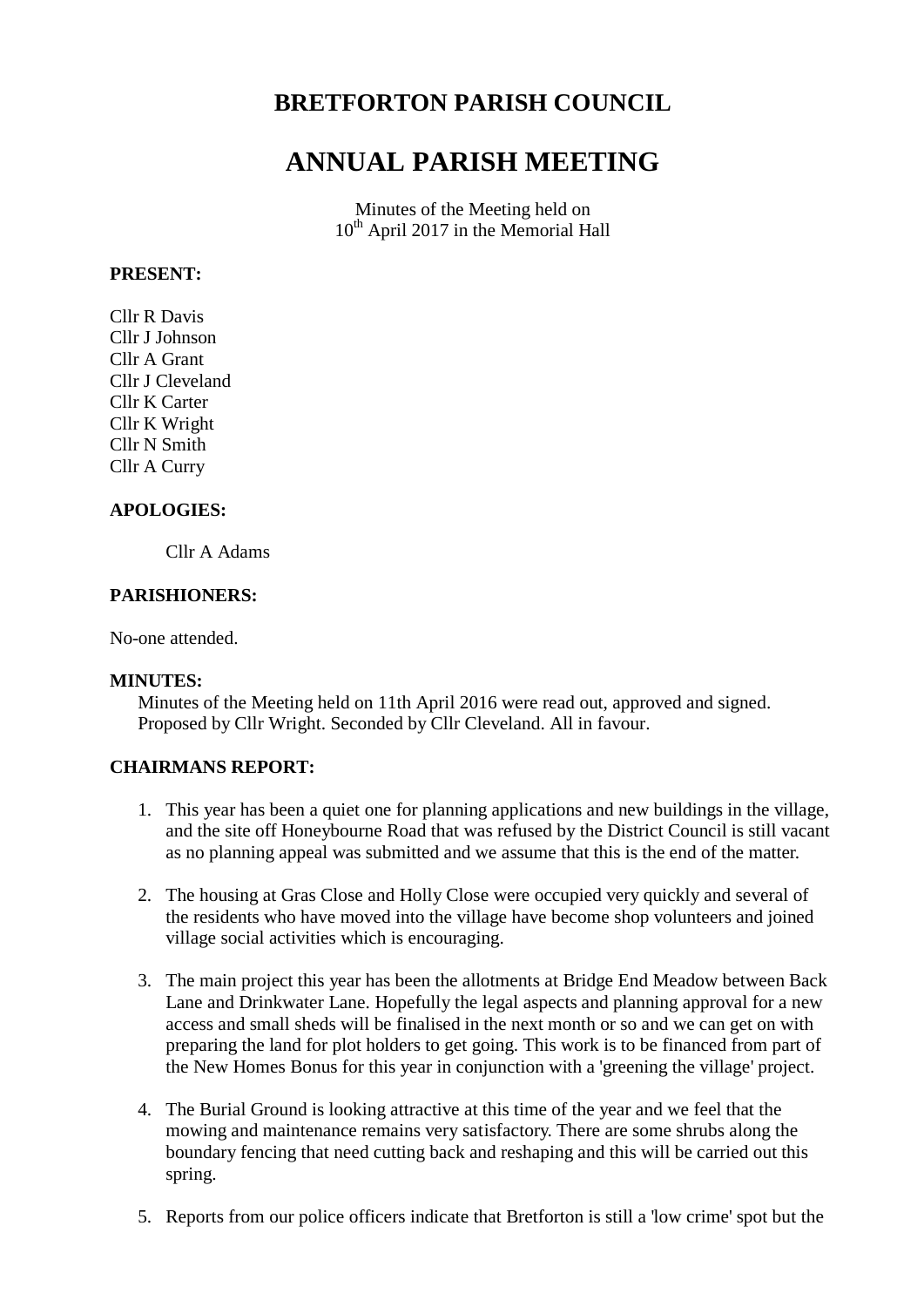# BRETFORTON PARISH COUNCIL

# ANNUAL PARISH MEETING

Minutes of the Meeting held on
10th April 2017 in the Memorial Hall

**PRESENT:**

Cllr R Davis
Cllr J Johnson
Cllr A Grant
Cllr J Cleveland
Cllr K Carter
Cllr K Wright
Cllr N Smith
Cllr A Curry

**APOLOGIES:**

Cllr A Adams

**PARISHIONERS:**

No-one attended.

**MINUTES:**

Minutes of the Meeting held on 11th April 2016 were read out, approved and signed. Proposed by Cllr Wright. Seconded by Cllr Cleveland. All in favour.

**CHAIRMANS REPORT:**

1. This year has been a quiet one for planning applications and new buildings in the village, and the site off Honeybourne Road that was refused by the District Council is still vacant as no planning appeal was submitted and we assume that this is the end of the matter.

2. The housing at Gras Close and Holly Close were occupied very quickly and several of the residents who have moved into the village have become shop volunteers and joined village social activities which is encouraging.

3. The main project this year has been the allotments at Bridge End Meadow between Back Lane and Drinkwater Lane. Hopefully the legal aspects and planning approval for a new access and small sheds will be finalised in the next month or so and we can get on with preparing the land for plot holders to get going. This work is to be financed from part of the New Homes Bonus for this year in conjunction with a 'greening the village' project.

4. The Burial Ground is looking attractive at this time of the year and we feel that the mowing and maintenance remains very satisfactory. There are some shrubs along the boundary fencing that need cutting back and reshaping and this will be carried out this spring.

5. Reports from our police officers indicate that Bretforton is still a 'low crime' spot but the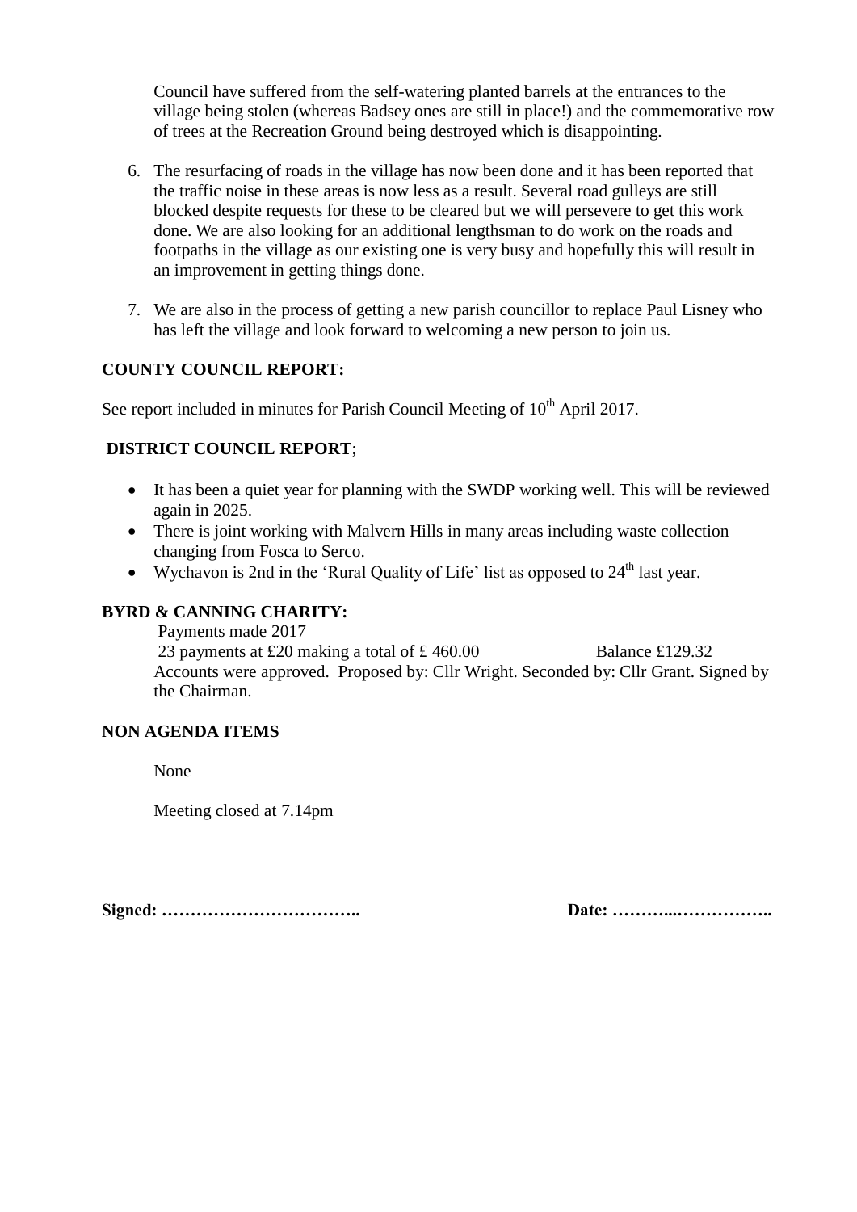Council have suffered from the self-watering planted barrels at the entrances to the village being stolen (whereas Badsey ones are still in place!) and the commemorative row of trees at the Recreation Ground being destroyed which is disappointing.

6. The resurfacing of roads in the village has now been done and it has been reported that the traffic noise in these areas is now less as a result. Several road gulleys are still blocked despite requests for these to be cleared but we will persevere to get this work done. We are also looking for an additional lengthsman to do work on the roads and footpaths in the village as our existing one is very busy and hopefully this will result in an improvement in getting things done.

7. We are also in the process of getting a new parish councillor to replace Paul Lisney who has left the village and look forward to welcoming a new person to join us.

**COUNTY COUNCIL REPORT:**

See report included in minutes for Parish Council Meeting of 10th April 2017.

**DISTRICT COUNCIL REPORT**;

- It has been a quiet year for planning with the SWDP working well. This will be reviewed again in 2025.
- There is joint working with Malvern Hills in many areas including waste collection changing from Fosca to Serco.
- Wychavon is 2nd in the 'Rural Quality of Life' list as opposed to 24th last year.

**BYRD & CANNING CHARITY:**

Payments made 2017

23 payments at £20 making a total of £ 460.00 Balance £129.32

Accounts were approved. Proposed by: Cllr Wright. Seconded by: Cllr Grant. Signed by the Chairman.

**NON AGENDA ITEMS**

None

Meeting closed at 7.14pm

**Signed: ……………………………..** **Date: ………...……………..**